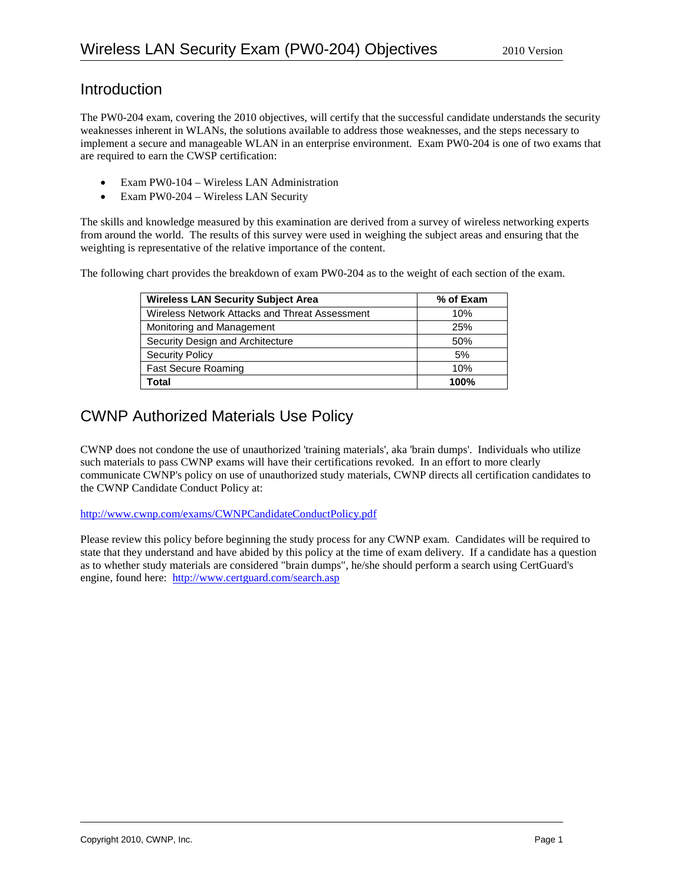# Wireless LAN Security Exam (PW0-204) Objectives

2010 Version

## Introduction

The PW0-204 exam, covering the 2010 objectives, will certify that the successful candidate understands the security weaknesses inherent in WLANs, the solutions available to address those weaknesses, and the steps necessary to implement a secure and manageable WLAN in an enterprise environment. Exam PW0-204 is one of two exams that are required to earn the CWSP certification:

- Exam PW0-104 – Wireless LAN Administration
- Exam PW0-204 – Wireless LAN Security

The skills and knowledge measured by this examination are derived from a survey of wireless networking experts from around the world. The results of this survey were used in weighing the subject areas and ensuring that the weighting is representative of the relative importance of the content.

The following chart provides the breakdown of exam PW0-204 as to the weight of each section of the exam.

| Wireless LAN Security Subject Area | % of Exam |
|---|---|
| Wireless Network Attacks and Threat Assessment | 10% |
| Monitoring and Management | 25% |
| Security Design and Architecture | 50% |
| Security Policy | 5% |
| Fast Secure Roaming | 10% |
| **Total** | **100%** |

## CWNP Authorized Materials Use Policy

CWNP does not condone the use of unauthorized 'training materials', aka 'brain dumps'. Individuals who utilize such materials to pass CWNP exams will have their certifications revoked. In an effort to more clearly communicate CWNP's policy on use of unauthorized study materials, CWNP directs all certification candidates to the CWNP Candidate Conduct Policy at:

http://www.cwnp.com/exams/CWNPCandidateConductPolicy.pdf

Please review this policy before beginning the study process for any CWNP exam. Candidates will be required to state that they understand and have abided by this policy at the time of exam delivery. If a candidate has a question as to whether study materials are considered "brain dumps", he/she should perform a search using CertGuard's engine, found here: http://www.certguard.com/search.asp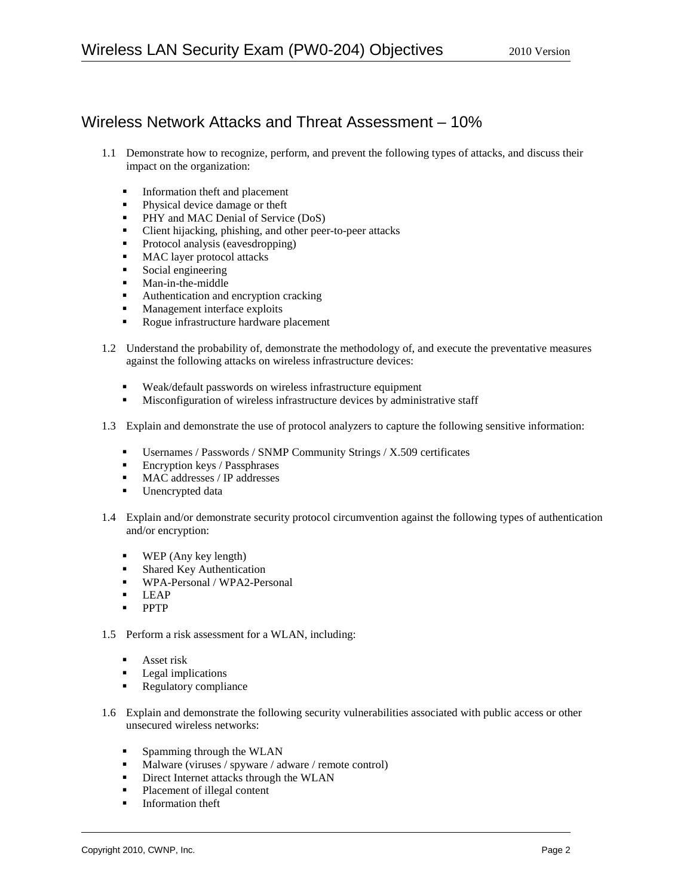## Wireless Network Attacks and Threat Assessment – 10%

1.1 Demonstrate how to recognize, perform, and prevent the following types of attacks, and discuss their impact on the organization:

- Information theft and placement
- Physical device damage or theft
- PHY and MAC Denial of Service (DoS)
- Client hijacking, phishing, and other peer-to-peer attacks
- Protocol analysis (eavesdropping)
- MAC layer protocol attacks
- Social engineering
- Man-in-the-middle
- Authentication and encryption cracking
- Management interface exploits
- Rogue infrastructure hardware placement

1.2 Understand the probability of, demonstrate the methodology of, and execute the preventative measures against the following attacks on wireless infrastructure devices:

- Weak/default passwords on wireless infrastructure equipment
- Misconfiguration of wireless infrastructure devices by administrative staff

1.3 Explain and demonstrate the use of protocol analyzers to capture the following sensitive information:

- Usernames / Passwords / SNMP Community Strings / X.509 certificates
- Encryption keys / Passphrases
- MAC addresses / IP addresses
- Unencrypted data

1.4 Explain and/or demonstrate security protocol circumvention against the following types of authentication and/or encryption:

- WEP (Any key length)
- Shared Key Authentication
- WPA-Personal / WPA2-Personal
- LEAP
- PPTP

1.5 Perform a risk assessment for a WLAN, including:

- Asset risk
- Legal implications
- Regulatory compliance

1.6 Explain and demonstrate the following security vulnerabilities associated with public access or other unsecured wireless networks:

- Spamming through the WLAN
- Malware (viruses / spyware / adware / remote control)
- Direct Internet attacks through the WLAN
- Placement of illegal content
- Information theft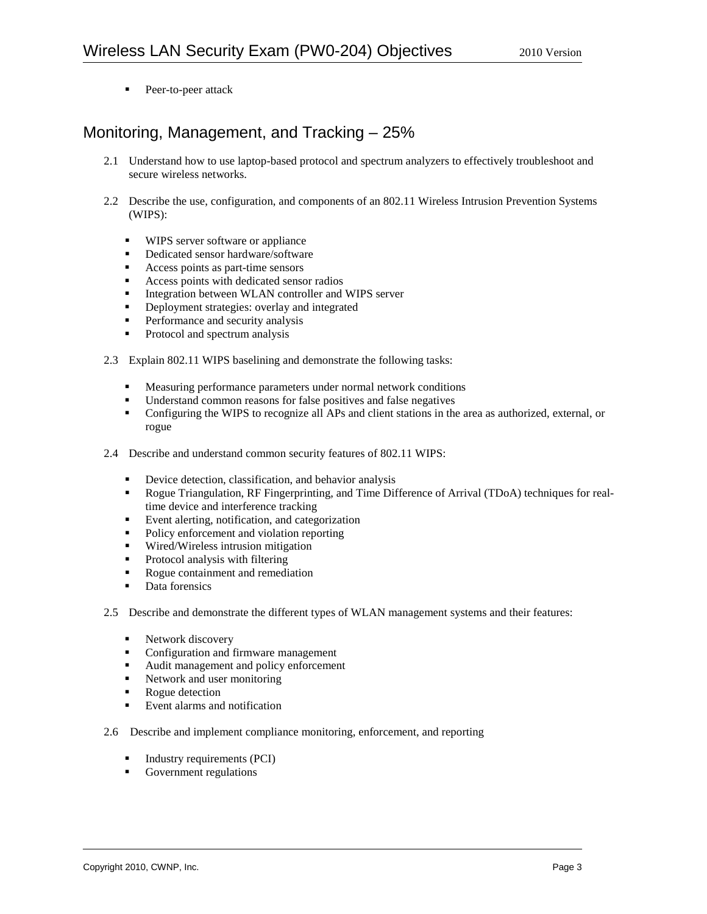- Peer-to-peer attack

## Monitoring, Management, and Tracking – 25%

2.1 Understand how to use laptop-based protocol and spectrum analyzers to effectively troubleshoot and secure wireless networks.

2.2 Describe the use, configuration, and components of an 802.11 Wireless Intrusion Prevention Systems (WIPS):

- WIPS server software or appliance
- Dedicated sensor hardware/software
- Access points as part-time sensors
- Access points with dedicated sensor radios
- Integration between WLAN controller and WIPS server
- Deployment strategies: overlay and integrated
- Performance and security analysis
- Protocol and spectrum analysis

2.3 Explain 802.11 WIPS baselining and demonstrate the following tasks:

- Measuring performance parameters under normal network conditions
- Understand common reasons for false positives and false negatives
- Configuring the WIPS to recognize all APs and client stations in the area as authorized, external, or rogue

2.4 Describe and understand common security features of 802.11 WIPS:

- Device detection, classification, and behavior analysis
- Rogue Triangulation, RF Fingerprinting, and Time Difference of Arrival (TDoA) techniques for real-time device and interference tracking
- Event alerting, notification, and categorization
- Policy enforcement and violation reporting
- Wired/Wireless intrusion mitigation
- Protocol analysis with filtering
- Rogue containment and remediation
- Data forensics

2.5 Describe and demonstrate the different types of WLAN management systems and their features:

- Network discovery
- Configuration and firmware management
- Audit management and policy enforcement
- Network and user monitoring
- Rogue detection
- Event alarms and notification

2.6 Describe and implement compliance monitoring, enforcement, and reporting

- Industry requirements (PCI)
- Government regulations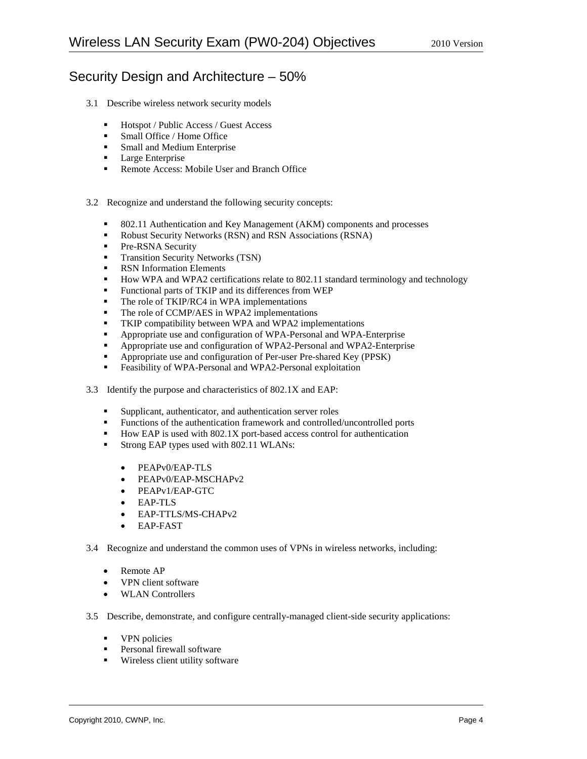## Security Design and Architecture – 50%

3.1 Describe wireless network security models

- Hotspot / Public Access / Guest Access
- Small Office / Home Office
- Small and Medium Enterprise
- Large Enterprise
- Remote Access: Mobile User and Branch Office

3.2 Recognize and understand the following security concepts:

- 802.11 Authentication and Key Management (AKM) components and processes
- Robust Security Networks (RSN) and RSN Associations (RSNA)
- Pre-RSNA Security
- Transition Security Networks (TSN)
- RSN Information Elements
- How WPA and WPA2 certifications relate to 802.11 standard terminology and technology
- Functional parts of TKIP and its differences from WEP
- The role of TKIP/RC4 in WPA implementations
- The role of CCMP/AES in WPA2 implementations
- TKIP compatibility between WPA and WPA2 implementations
- Appropriate use and configuration of WPA-Personal and WPA-Enterprise
- Appropriate use and configuration of WPA2-Personal and WPA2-Enterprise
- Appropriate use and configuration of Per-user Pre-shared Key (PPSK)
- Feasibility of WPA-Personal and WPA2-Personal exploitation

3.3 Identify the purpose and characteristics of 802.1X and EAP:

- Supplicant, authenticator, and authentication server roles
- Functions of the authentication framework and controlled/uncontrolled ports
- How EAP is used with 802.1X port-based access control for authentication
- Strong EAP types used with 802.11 WLANs:
  - PEAPv0/EAP-TLS
  - PEAPv0/EAP-MSCHAPv2
  - PEAPv1/EAP-GTC
  - EAP-TLS
  - EAP-TTLS/MS-CHAPv2
  - EAP-FAST

3.4 Recognize and understand the common uses of VPNs in wireless networks, including:

- Remote AP
- VPN client software
- WLAN Controllers

3.5 Describe, demonstrate, and configure centrally-managed client-side security applications:

- VPN policies
- Personal firewall software
- Wireless client utility software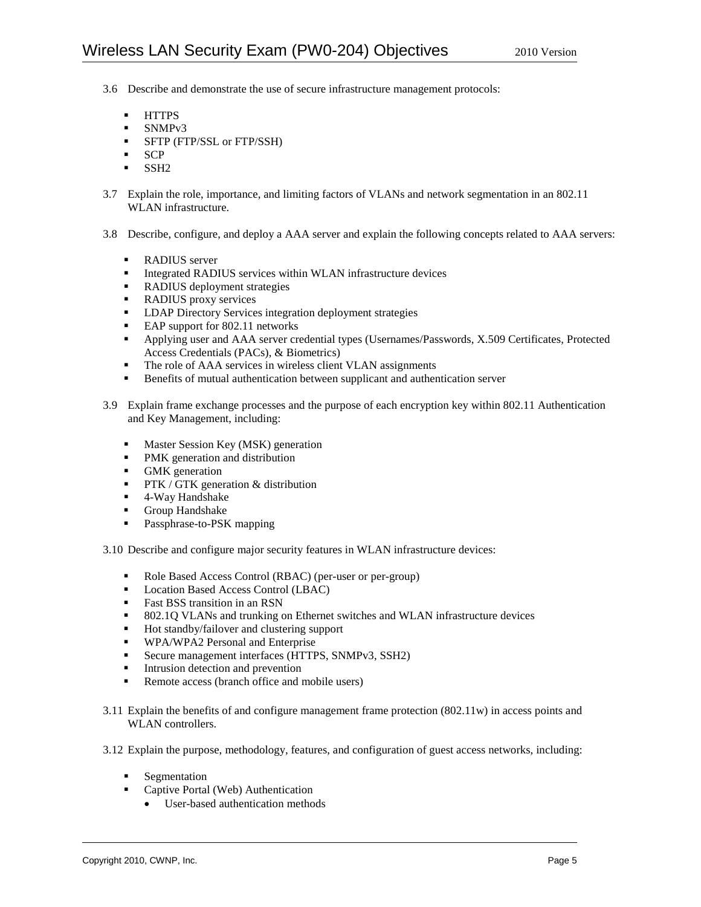3.6 Describe and demonstrate the use of secure infrastructure management protocols:

- HTTPS
- SNMPv3
- SFTP (FTP/SSL or FTP/SSH)
- SCP
- SSH2

3.7 Explain the role, importance, and limiting factors of VLANs and network segmentation in an 802.11 WLAN infrastructure.

3.8 Describe, configure, and deploy a AAA server and explain the following concepts related to AAA servers:

- RADIUS server
- Integrated RADIUS services within WLAN infrastructure devices
- RADIUS deployment strategies
- RADIUS proxy services
- LDAP Directory Services integration deployment strategies
- EAP support for 802.11 networks
- Applying user and AAA server credential types (Usernames/Passwords, X.509 Certificates, Protected Access Credentials (PACs), & Biometrics)
- The role of AAA services in wireless client VLAN assignments
- Benefits of mutual authentication between supplicant and authentication server

3.9 Explain frame exchange processes and the purpose of each encryption key within 802.11 Authentication and Key Management, including:

- Master Session Key (MSK) generation
- PMK generation and distribution
- GMK generation
- PTK / GTK generation & distribution
- 4-Way Handshake
- Group Handshake
- Passphrase-to-PSK mapping

3.10 Describe and configure major security features in WLAN infrastructure devices:

- Role Based Access Control (RBAC) (per-user or per-group)
- Location Based Access Control (LBAC)
- Fast BSS transition in an RSN
- 802.1Q VLANs and trunking on Ethernet switches and WLAN infrastructure devices
- Hot standby/failover and clustering support
- WPA/WPA2 Personal and Enterprise
- Secure management interfaces (HTTPS, SNMPv3, SSH2)
- Intrusion detection and prevention
- Remote access (branch office and mobile users)

3.11 Explain the benefits of and configure management frame protection (802.11w) in access points and WLAN controllers.

3.12 Explain the purpose, methodology, features, and configuration of guest access networks, including:

- Segmentation
- Captive Portal (Web) Authentication
    - User-based authentication methods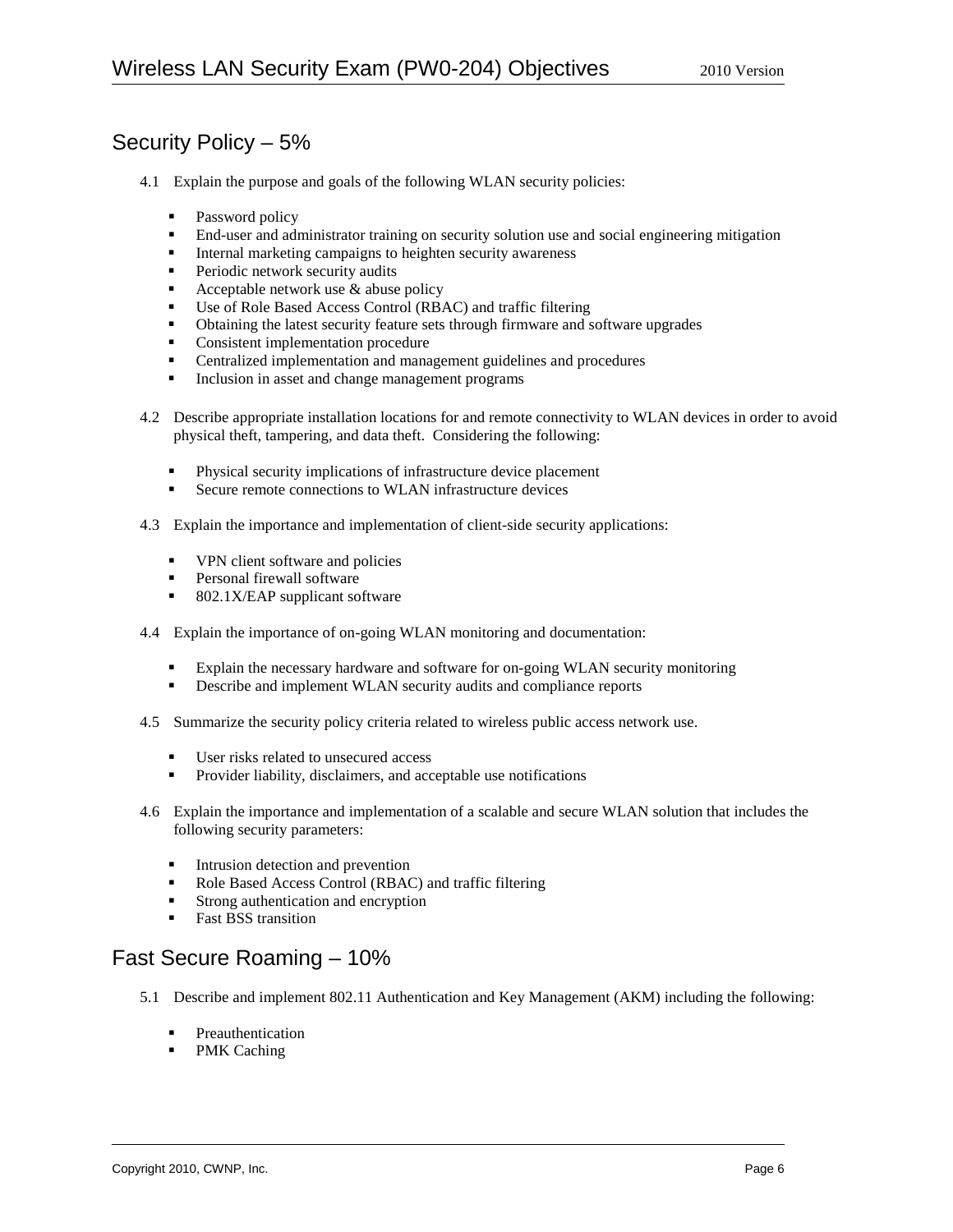## Security Policy – 5%

4.1 Explain the purpose and goals of the following WLAN security policies:

- Password policy
- End-user and administrator training on security solution use and social engineering mitigation
- Internal marketing campaigns to heighten security awareness
- Periodic network security audits
- Acceptable network use & abuse policy
- Use of Role Based Access Control (RBAC) and traffic filtering
- Obtaining the latest security feature sets through firmware and software upgrades
- Consistent implementation procedure
- Centralized implementation and management guidelines and procedures
- Inclusion in asset and change management programs

4.2 Describe appropriate installation locations for and remote connectivity to WLAN devices in order to avoid physical theft, tampering, and data theft. Considering the following:

- Physical security implications of infrastructure device placement
- Secure remote connections to WLAN infrastructure devices

4.3 Explain the importance and implementation of client-side security applications:

- VPN client software and policies
- Personal firewall software
- 802.1X/EAP supplicant software

4.4 Explain the importance of on-going WLAN monitoring and documentation:

- Explain the necessary hardware and software for on-going WLAN security monitoring
- Describe and implement WLAN security audits and compliance reports

4.5 Summarize the security policy criteria related to wireless public access network use.

- User risks related to unsecured access
- Provider liability, disclaimers, and acceptable use notifications

4.6 Explain the importance and implementation of a scalable and secure WLAN solution that includes the following security parameters:

- Intrusion detection and prevention
- Role Based Access Control (RBAC) and traffic filtering
- Strong authentication and encryption
- Fast BSS transition

## Fast Secure Roaming – 10%

5.1 Describe and implement 802.11 Authentication and Key Management (AKM) including the following:

- Preauthentication
- PMK Caching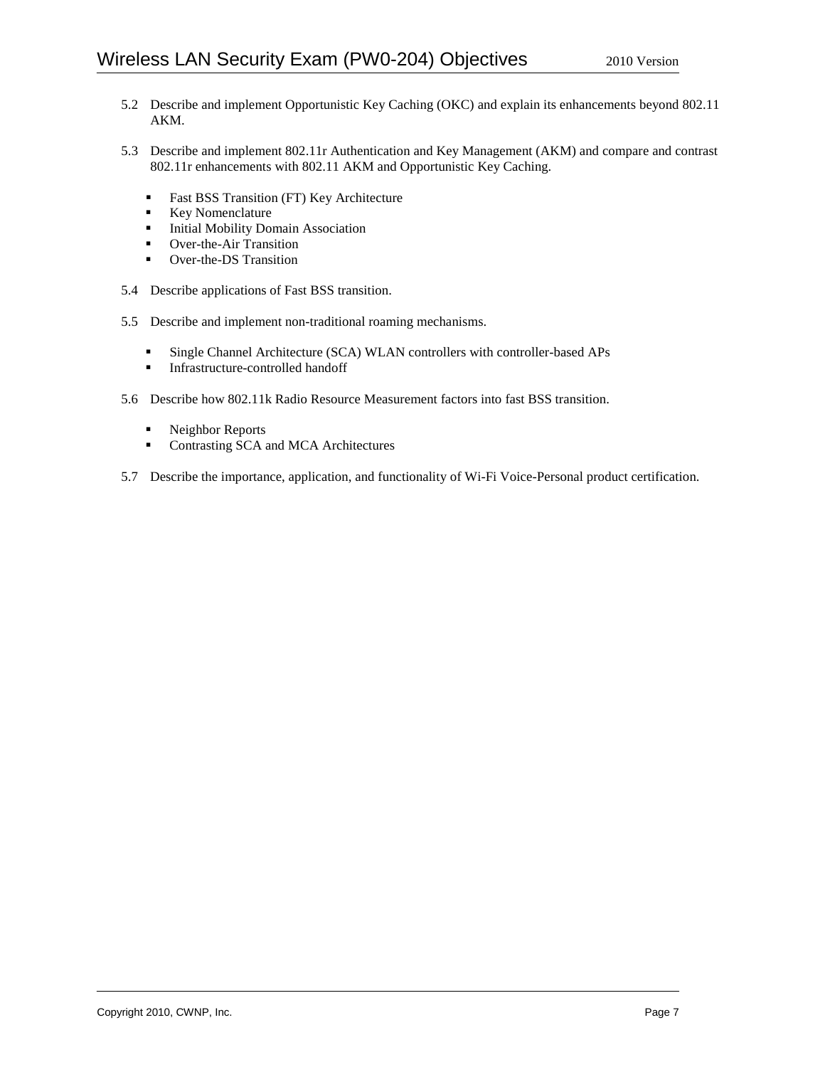5.2 Describe and implement Opportunistic Key Caching (OKC) and explain its enhancements beyond 802.11 AKM.

5.3 Describe and implement 802.11r Authentication and Key Management (AKM) and compare and contrast 802.11r enhancements with 802.11 AKM and Opportunistic Key Caching.

- Fast BSS Transition (FT) Key Architecture
- Key Nomenclature
- Initial Mobility Domain Association
- Over-the-Air Transition
- Over-the-DS Transition

5.4 Describe applications of Fast BSS transition.

5.5 Describe and implement non-traditional roaming mechanisms.

- Single Channel Architecture (SCA) WLAN controllers with controller-based APs
- Infrastructure-controlled handoff

5.6 Describe how 802.11k Radio Resource Measurement factors into fast BSS transition.

- Neighbor Reports
- Contrasting SCA and MCA Architectures

5.7 Describe the importance, application, and functionality of Wi-Fi Voice-Personal product certification.